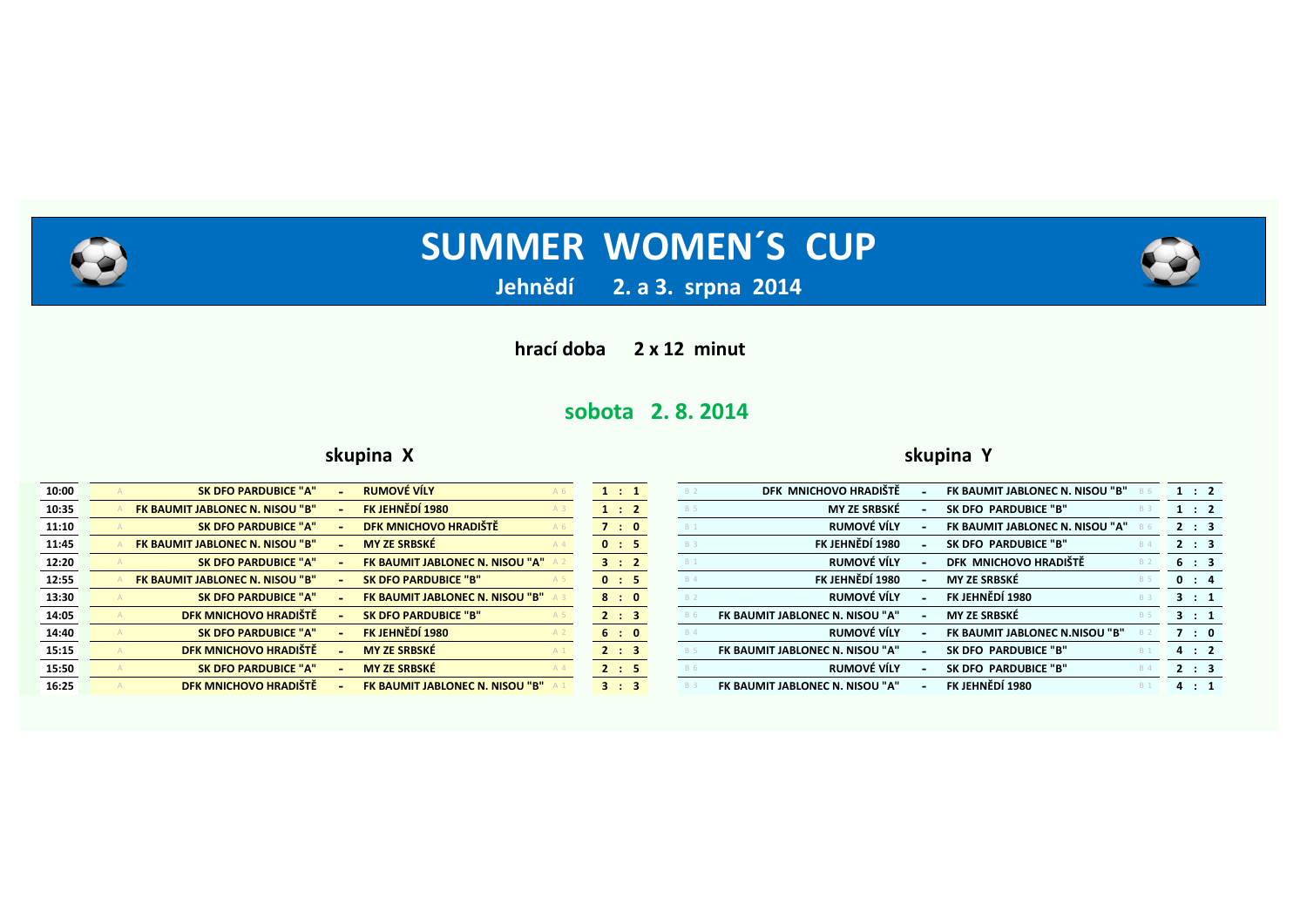# SUMMER WOMEN´S CUP

## Jehnědí 2. a 3. srpna 2014

**hrací doba 2 x 12 minut**

## sobota 2. 8. 2014

### skupina X

| Čas | | Domácí | | Hosté | | Výsledek |
|---|---|---|---|---|---|---|
| 10:00 | A | SK DFO PARDUBICE "A" | - | RUMOVÉ VÍLY | A 6 | 1 : 1 |
| 10:35 | A | FK BAUMIT JABLONEC N. NISOU "B" | - | FK JEHNĚDÍ 1980 | A 3 | 1 : 2 |
| 11:10 | A | SK DFO PARDUBICE "A" | - | DFK MNICHOVO HRADIŠTĚ | A 6 | 7 : 0 |
| 11:45 | A | FK BAUMIT JABLONEC N. NISOU "B" | - | MY ZE SRBSKÉ | A 4 | 0 : 5 |
| 12:20 | A | SK DFO PARDUBICE "A" | - | FK BAUMIT JABLONEC N. NISOU "A" | A 2 | 3 : 2 |
| 12:55 | A | FK BAUMIT JABLONEC N. NISOU "B" | - | SK DFO PARDUBICE "B" | A 5 | 0 : 5 |
| 13:30 | A | SK DFO PARDUBICE "A" | - | FK BAUMIT JABLONEC N. NISOU "B" | A 3 | 8 : 0 |
| 14:05 | A | DFK MNICHOVO HRADIŠTĚ | - | SK DFO PARDUBICE "B" | A 5 | 2 : 3 |
| 14:40 | A | SK DFO PARDUBICE "A" | - | FK JEHNĚDÍ 1980 | A 2 | 6 : 0 |
| 15:15 | A | DFK MNICHOVO HRADIŠTĚ | - | MY ZE SRBSKÉ | A 1 | 2 : 3 |
| 15:50 | A | SK DFO PARDUBICE "A" | - | MY ZE SRBSKÉ | A 4 | 2 : 5 |
| 16:25 | A | DFK MNICHOVO HRADIŠTĚ | - | FK BAUMIT JABLONEC N. NISOU "B" | A 1 | 3 : 3 |

### skupina Y

| | Domácí | | Hosté | | Výsledek |
|---|---|---|---|---|---|
| B 2 | DFK MNICHOVO HRADIŠTĚ | - | FK BAUMIT JABLONEC N. NISOU "B" | B 6 | 1 : 2 |
| B 5 | MY ZE SRBSKÉ | - | SK DFO PARDUBICE "B" | B 3 | 1 : 2 |
| B 1 | RUMOVÉ VÍLY | - | FK BAUMIT JABLONEC N. NISOU "A" | B 6 | 2 : 3 |
| B 3 | FK JEHNĚDÍ 1980 | - | SK DFO PARDUBICE "B" | B 4 | 2 : 3 |
| B 1 | RUMOVÉ VÍLY | - | DFK MNICHOVO HRADIŠTĚ | B 2 | 6 : 3 |
| B 4 | FK JEHNĚDÍ 1980 | - | MY ZE SRBSKÉ | B 5 | 0 : 4 |
| B 2 | RUMOVÉ VÍLY | - | FK JEHNĚDÍ 1980 | B 3 | 3 : 1 |
| B 6 | FK BAUMIT JABLONEC N. NISOU "A" | - | MY ZE SRBSKÉ | B 5 | 3 : 1 |
| B 4 | RUMOVÉ VÍLY | - | FK BAUMIT JABLONEC N.NISOU "B" | B 2 | 7 : 0 |
| B 5 | FK BAUMIT JABLONEC N. NISOU "A" | - | SK DFO PARDUBICE "B" | B 1 | 4 : 2 |
| B 6 | RUMOVÉ VÍLY | - | SK DFO PARDUBICE "B" | B 4 | 2 : 3 |
| B 3 | FK BAUMIT JABLONEC N. NISOU "A" | - | FK JEHNĚDÍ 1980 | B 1 | 4 : 1 |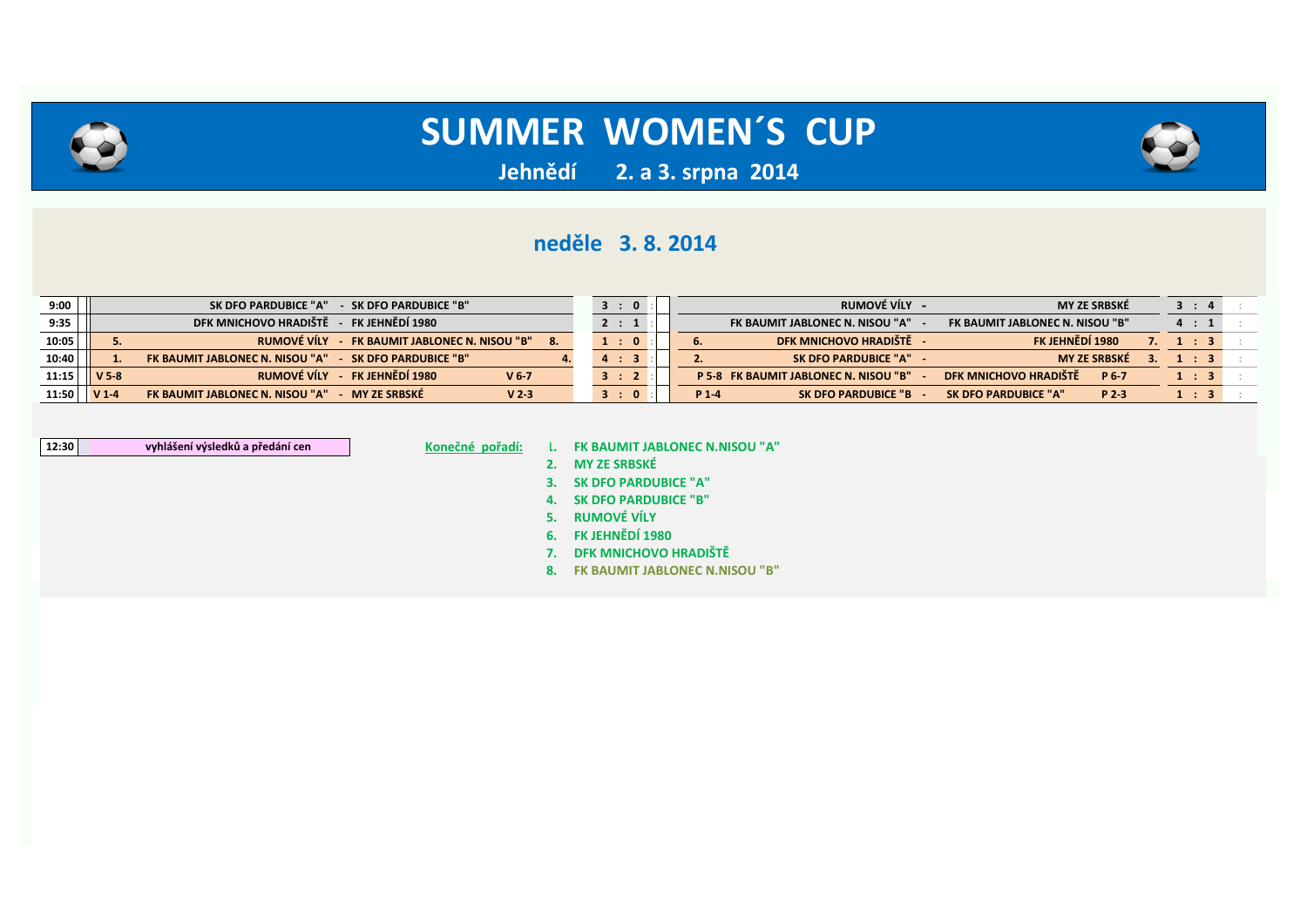# SUMMER WOMEN´S CUP

**Jehnědí 2. a 3. srpna 2014**

## neděle 3. 8. 2014

| Čas | | Zápas | | Skóre | | Zápas | | Skóre |
|---|---|---|---|---|---|---|---|---|
| 9:00 | | SK DFO PARDUBICE "A" - SK DFO PARDUBICE "B" | | 3 : 0 | | RUMOVÉ VÍLY - MY ZE SRBSKÉ | | 3 : 4 |
| 9:35 | | DFK MNICHOVO HRADIŠTĚ - FK JEHNĚDÍ 1980 | | 2 : 1 | | FK BAUMIT JABLONEC N. NISOU "A" - FK BAUMIT JABLONEC N. NISOU "B" | | 4 : 1 |
| 10:05 | 5. | RUMOVÉ VÍLY - FK BAUMIT JABLONEC N. NISOU "B" | 8. | 1 : 0 | 6. | DFK MNICHOVO HRADIŠTĚ - FK JEHNĚDÍ 1980 | 7. | 1 : 3 |
| 10:40 | 1. | FK BAUMIT JABLONEC N. NISOU "A" - SK DFO PARDUBICE "B" | 4. | 4 : 3 | 2. | SK DFO PARDUBICE "A" - MY ZE SRBSKÉ | 3. | 1 : 3 |
| 11:15 | V 5-8 | RUMOVÉ VÍLY - FK JEHNĚDÍ 1980 | V 6-7 | 3 : 2 | P 5-8 | FK BAUMIT JABLONEC N. NISOU "B" - DFK MNICHOVO HRADIŠTĚ | P 6-7 | 1 : 3 |
| 11:50 | V 1-4 | FK BAUMIT JABLONEC N. NISOU "A" - MY ZE SRBSKÉ | V 2-3 | 3 : 0 | P 1-4 | SK DFO PARDUBICE "B - SK DFO PARDUBICE "A" | P 2-3 | 1 : 3 |

| | |
|---|---|
| 12:30 | vyhlášení výsledků a předání cen |

**Konečné pořadí:**

1. FK BAUMIT JABLONEC N.NISOU "A"
2. MY ZE SRBSKÉ
3. SK DFO PARDUBICE "A"
4. SK DFO PARDUBICE "B"
5. RUMOVÉ VÍLY
6. FK JEHNĚDÍ 1980
7. DFK MNICHOVO HRADIŠTĚ
8. FK BAUMIT JABLONEC N.NISOU "B"